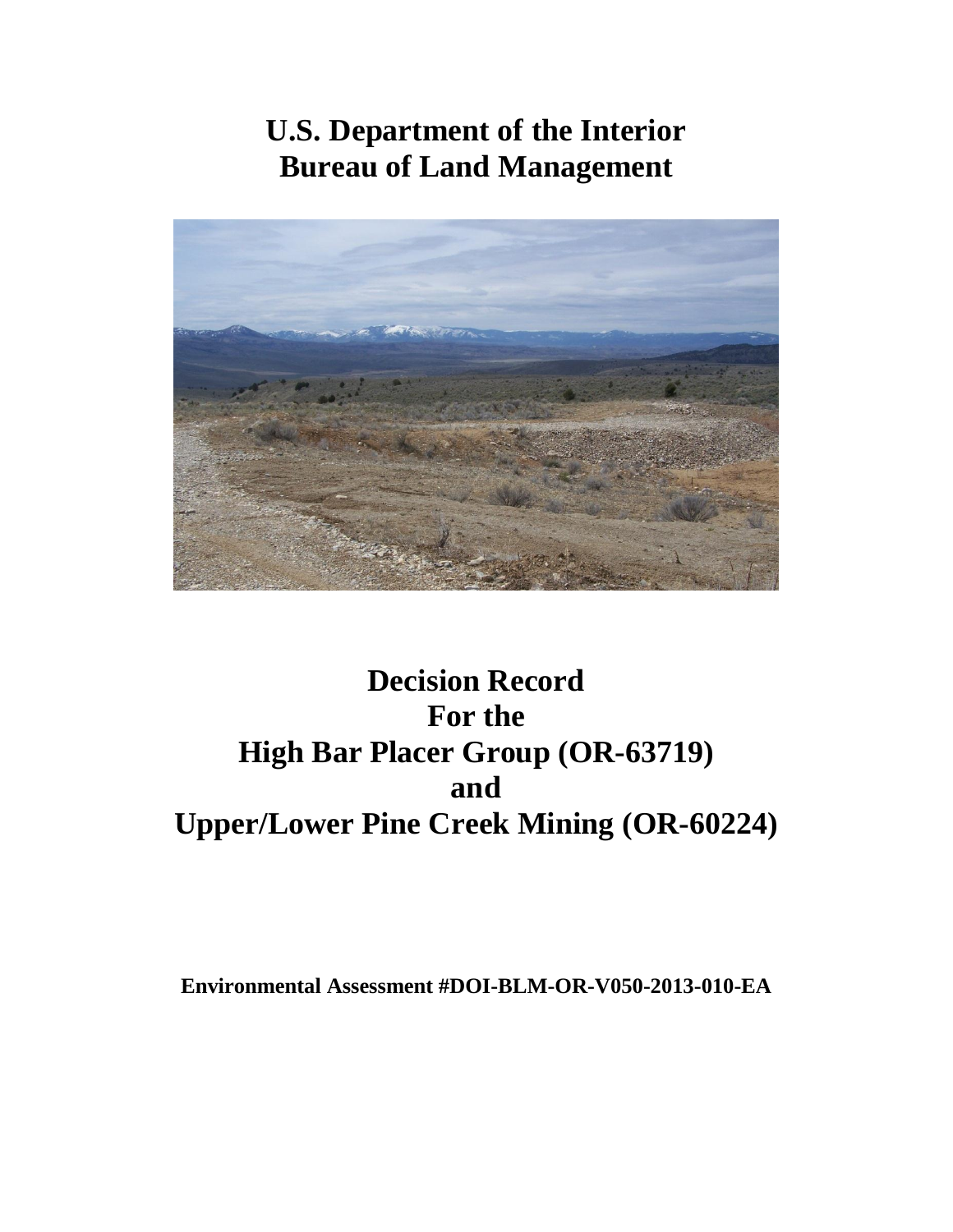# U.S. Department of the Interior
# Bureau of Land Management

# Decision Record
# For the
# High Bar Placer Group (OR-63719)
# and
# Upper/Lower Pine Creek Mining (OR-60224)

**Environmental Assessment #DOI-BLM-OR-V050-2013-010-EA**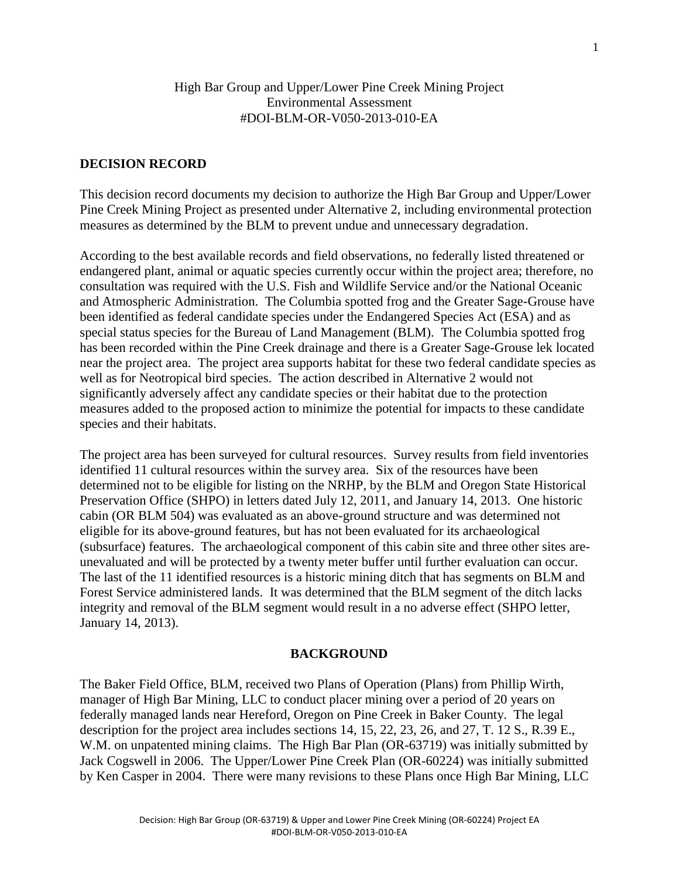High Bar Group and Upper/Lower Pine Creek Mining Project
Environmental Assessment
#DOI-BLM-OR-V050-2013-010-EA

## DECISION RECORD

This decision record documents my decision to authorize the High Bar Group and Upper/Lower Pine Creek Mining Project as presented under Alternative 2, including environmental protection measures as determined by the BLM to prevent undue and unnecessary degradation.

According to the best available records and field observations, no federally listed threatened or endangered plant, animal or aquatic species currently occur within the project area; therefore, no consultation was required with the U.S. Fish and Wildlife Service and/or the National Oceanic and Atmospheric Administration. The Columbia spotted frog and the Greater Sage-Grouse have been identified as federal candidate species under the Endangered Species Act (ESA) and as special status species for the Bureau of Land Management (BLM). The Columbia spotted frog has been recorded within the Pine Creek drainage and there is a Greater Sage-Grouse lek located near the project area. The project area supports habitat for these two federal candidate species as well as for Neotropical bird species. The action described in Alternative 2 would not significantly adversely affect any candidate species or their habitat due to the protection measures added to the proposed action to minimize the potential for impacts to these candidate species and their habitats.

The project area has been surveyed for cultural resources. Survey results from field inventories identified 11 cultural resources within the survey area. Six of the resources have been determined not to be eligible for listing on the NRHP, by the BLM and Oregon State Historical Preservation Office (SHPO) in letters dated July 12, 2011, and January 14, 2013. One historic cabin (OR BLM 504) was evaluated as an above-ground structure and was determined not eligible for its above-ground features, but has not been evaluated for its archaeological (subsurface) features. The archaeological component of this cabin site and three other sites are-unevaluated and will be protected by a twenty meter buffer until further evaluation can occur. The last of the 11 identified resources is a historic mining ditch that has segments on BLM and Forest Service administered lands. It was determined that the BLM segment of the ditch lacks integrity and removal of the BLM segment would result in a no adverse effect (SHPO letter, January 14, 2013).

## BACKGROUND

The Baker Field Office, BLM, received two Plans of Operation (Plans) from Phillip Wirth, manager of High Bar Mining, LLC to conduct placer mining over a period of 20 years on federally managed lands near Hereford, Oregon on Pine Creek in Baker County. The legal description for the project area includes sections 14, 15, 22, 23, 26, and 27, T. 12 S., R.39 E., W.M. on unpatented mining claims. The High Bar Plan (OR-63719) was initially submitted by Jack Cogswell in 2006. The Upper/Lower Pine Creek Plan (OR-60224) was initially submitted by Ken Casper in 2004. There were many revisions to these Plans once High Bar Mining, LLC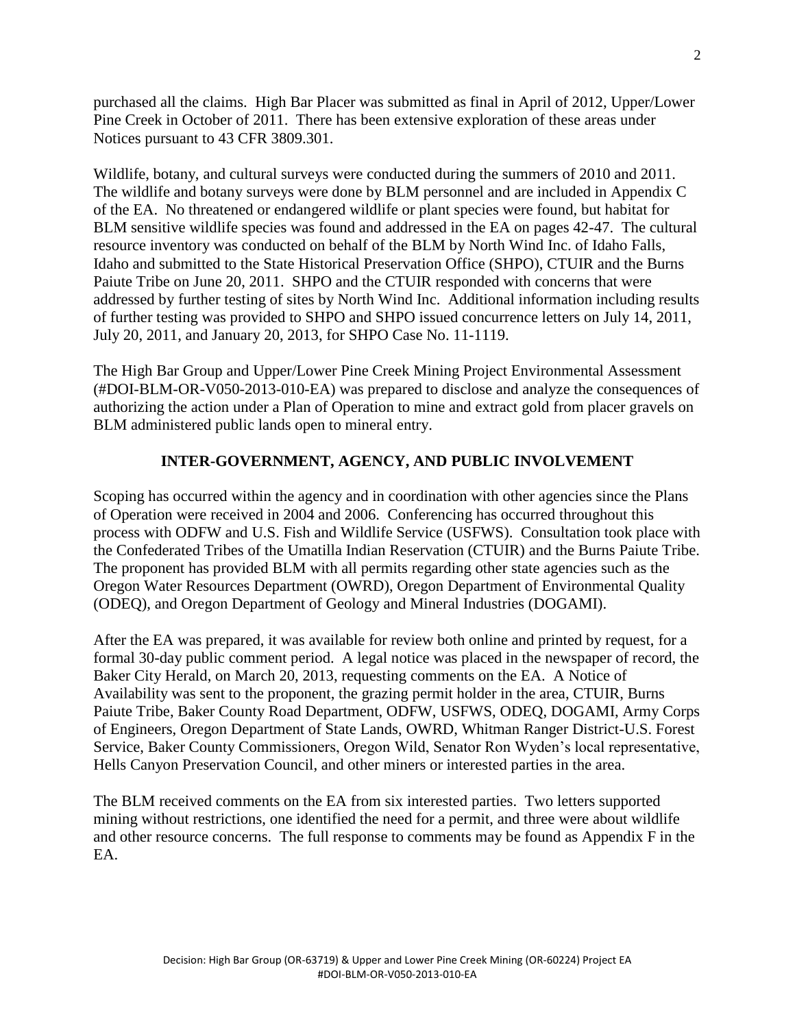purchased all the claims. High Bar Placer was submitted as final in April of 2012, Upper/Lower Pine Creek in October of 2011. There has been extensive exploration of these areas under Notices pursuant to 43 CFR 3809.301.

Wildlife, botany, and cultural surveys were conducted during the summers of 2010 and 2011. The wildlife and botany surveys were done by BLM personnel and are included in Appendix C of the EA. No threatened or endangered wildlife or plant species were found, but habitat for BLM sensitive wildlife species was found and addressed in the EA on pages 42-47. The cultural resource inventory was conducted on behalf of the BLM by North Wind Inc. of Idaho Falls, Idaho and submitted to the State Historical Preservation Office (SHPO), CTUIR and the Burns Paiute Tribe on June 20, 2011. SHPO and the CTUIR responded with concerns that were addressed by further testing of sites by North Wind Inc. Additional information including results of further testing was provided to SHPO and SHPO issued concurrence letters on July 14, 2011, July 20, 2011, and January 20, 2013, for SHPO Case No. 11-1119.

The High Bar Group and Upper/Lower Pine Creek Mining Project Environmental Assessment (#DOI-BLM-OR-V050-2013-010-EA) was prepared to disclose and analyze the consequences of authorizing the action under a Plan of Operation to mine and extract gold from placer gravels on BLM administered public lands open to mineral entry.

## INTER-GOVERNMENT, AGENCY, AND PUBLIC INVOLVEMENT

Scoping has occurred within the agency and in coordination with other agencies since the Plans of Operation were received in 2004 and 2006. Conferencing has occurred throughout this process with ODFW and U.S. Fish and Wildlife Service (USFWS). Consultation took place with the Confederated Tribes of the Umatilla Indian Reservation (CTUIR) and the Burns Paiute Tribe. The proponent has provided BLM with all permits regarding other state agencies such as the Oregon Water Resources Department (OWRD), Oregon Department of Environmental Quality (ODEQ), and Oregon Department of Geology and Mineral Industries (DOGAMI).

After the EA was prepared, it was available for review both online and printed by request, for a formal 30-day public comment period. A legal notice was placed in the newspaper of record, the Baker City Herald, on March 20, 2013, requesting comments on the EA. A Notice of Availability was sent to the proponent, the grazing permit holder in the area, CTUIR, Burns Paiute Tribe, Baker County Road Department, ODFW, USFWS, ODEQ, DOGAMI, Army Corps of Engineers, Oregon Department of State Lands, OWRD, Whitman Ranger District-U.S. Forest Service, Baker County Commissioners, Oregon Wild, Senator Ron Wyden's local representative, Hells Canyon Preservation Council, and other miners or interested parties in the area.

The BLM received comments on the EA from six interested parties. Two letters supported mining without restrictions, one identified the need for a permit, and three were about wildlife and other resource concerns. The full response to comments may be found as Appendix F in the EA.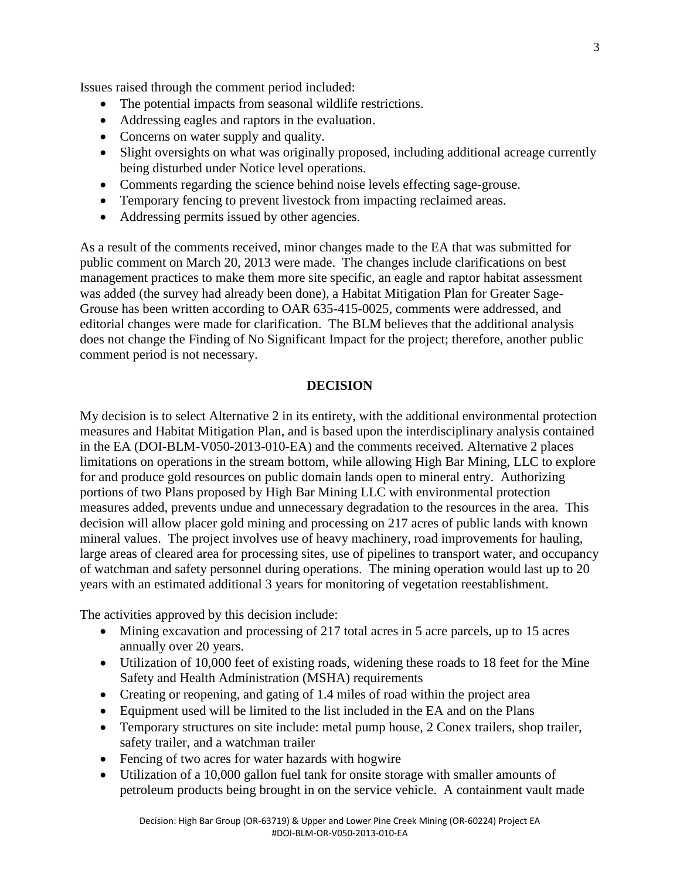Issues raised through the comment period included:

- The potential impacts from seasonal wildlife restrictions.
- Addressing eagles and raptors in the evaluation.
- Concerns on water supply and quality.
- Slight oversights on what was originally proposed, including additional acreage currently being disturbed under Notice level operations.
- Comments regarding the science behind noise levels effecting sage-grouse.
- Temporary fencing to prevent livestock from impacting reclaimed areas.
- Addressing permits issued by other agencies.

As a result of the comments received, minor changes made to the EA that was submitted for public comment on March 20, 2013 were made. The changes include clarifications on best management practices to make them more site specific, an eagle and raptor habitat assessment was added (the survey had already been done), a Habitat Mitigation Plan for Greater Sage-Grouse has been written according to OAR 635-415-0025, comments were addressed, and editorial changes were made for clarification. The BLM believes that the additional analysis does not change the Finding of No Significant Impact for the project; therefore, another public comment period is not necessary.

## DECISION

My decision is to select Alternative 2 in its entirety, with the additional environmental protection measures and Habitat Mitigation Plan, and is based upon the interdisciplinary analysis contained in the EA (DOI-BLM-V050-2013-010-EA) and the comments received. Alternative 2 places limitations on operations in the stream bottom, while allowing High Bar Mining, LLC to explore for and produce gold resources on public domain lands open to mineral entry. Authorizing portions of two Plans proposed by High Bar Mining LLC with environmental protection measures added, prevents undue and unnecessary degradation to the resources in the area. This decision will allow placer gold mining and processing on 217 acres of public lands with known mineral values. The project involves use of heavy machinery, road improvements for hauling, large areas of cleared area for processing sites, use of pipelines to transport water, and occupancy of watchman and safety personnel during operations. The mining operation would last up to 20 years with an estimated additional 3 years for monitoring of vegetation reestablishment.

The activities approved by this decision include:

- Mining excavation and processing of 217 total acres in 5 acre parcels, up to 15 acres annually over 20 years.
- Utilization of 10,000 feet of existing roads, widening these roads to 18 feet for the Mine Safety and Health Administration (MSHA) requirements
- Creating or reopening, and gating of 1.4 miles of road within the project area
- Equipment used will be limited to the list included in the EA and on the Plans
- Temporary structures on site include: metal pump house, 2 Conex trailers, shop trailer, safety trailer, and a watchman trailer
- Fencing of two acres for water hazards with hogwire
- Utilization of a 10,000 gallon fuel tank for onsite storage with smaller amounts of petroleum products being brought in on the service vehicle. A containment vault made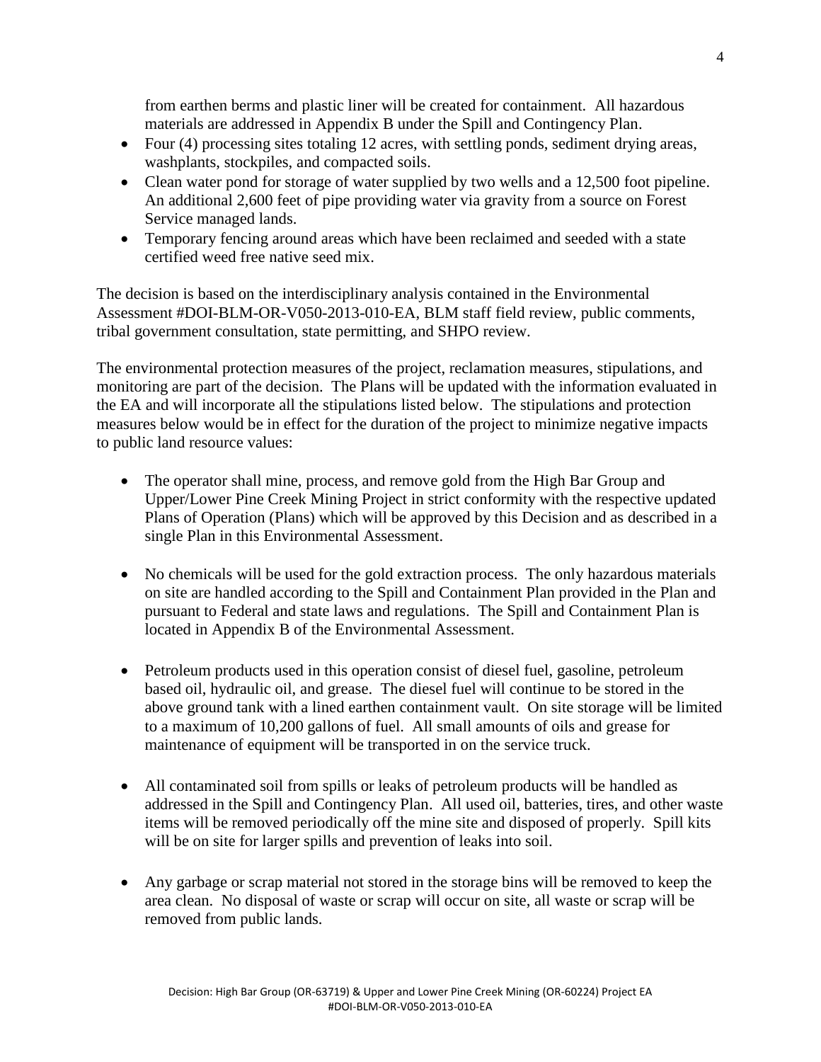from earthen berms and plastic liner will be created for containment. All hazardous materials are addressed in Appendix B under the Spill and Contingency Plan.

- Four (4) processing sites totaling 12 acres, with settling ponds, sediment drying areas, washplants, stockpiles, and compacted soils.
- Clean water pond for storage of water supplied by two wells and a 12,500 foot pipeline. An additional 2,600 feet of pipe providing water via gravity from a source on Forest Service managed lands.
- Temporary fencing around areas which have been reclaimed and seeded with a state certified weed free native seed mix.

The decision is based on the interdisciplinary analysis contained in the Environmental Assessment #DOI-BLM-OR-V050-2013-010-EA, BLM staff field review, public comments, tribal government consultation, state permitting, and SHPO review.

The environmental protection measures of the project, reclamation measures, stipulations, and monitoring are part of the decision. The Plans will be updated with the information evaluated in the EA and will incorporate all the stipulations listed below. The stipulations and protection measures below would be in effect for the duration of the project to minimize negative impacts to public land resource values:

- The operator shall mine, process, and remove gold from the High Bar Group and Upper/Lower Pine Creek Mining Project in strict conformity with the respective updated Plans of Operation (Plans) which will be approved by this Decision and as described in a single Plan in this Environmental Assessment.

- No chemicals will be used for the gold extraction process. The only hazardous materials on site are handled according to the Spill and Containment Plan provided in the Plan and pursuant to Federal and state laws and regulations. The Spill and Containment Plan is located in Appendix B of the Environmental Assessment.

- Petroleum products used in this operation consist of diesel fuel, gasoline, petroleum based oil, hydraulic oil, and grease. The diesel fuel will continue to be stored in the above ground tank with a lined earthen containment vault. On site storage will be limited to a maximum of 10,200 gallons of fuel. All small amounts of oils and grease for maintenance of equipment will be transported in on the service truck.

- All contaminated soil from spills or leaks of petroleum products will be handled as addressed in the Spill and Contingency Plan. All used oil, batteries, tires, and other waste items will be removed periodically off the mine site and disposed of properly. Spill kits will be on site for larger spills and prevention of leaks into soil.

- Any garbage or scrap material not stored in the storage bins will be removed to keep the area clean. No disposal of waste or scrap will occur on site, all waste or scrap will be removed from public lands.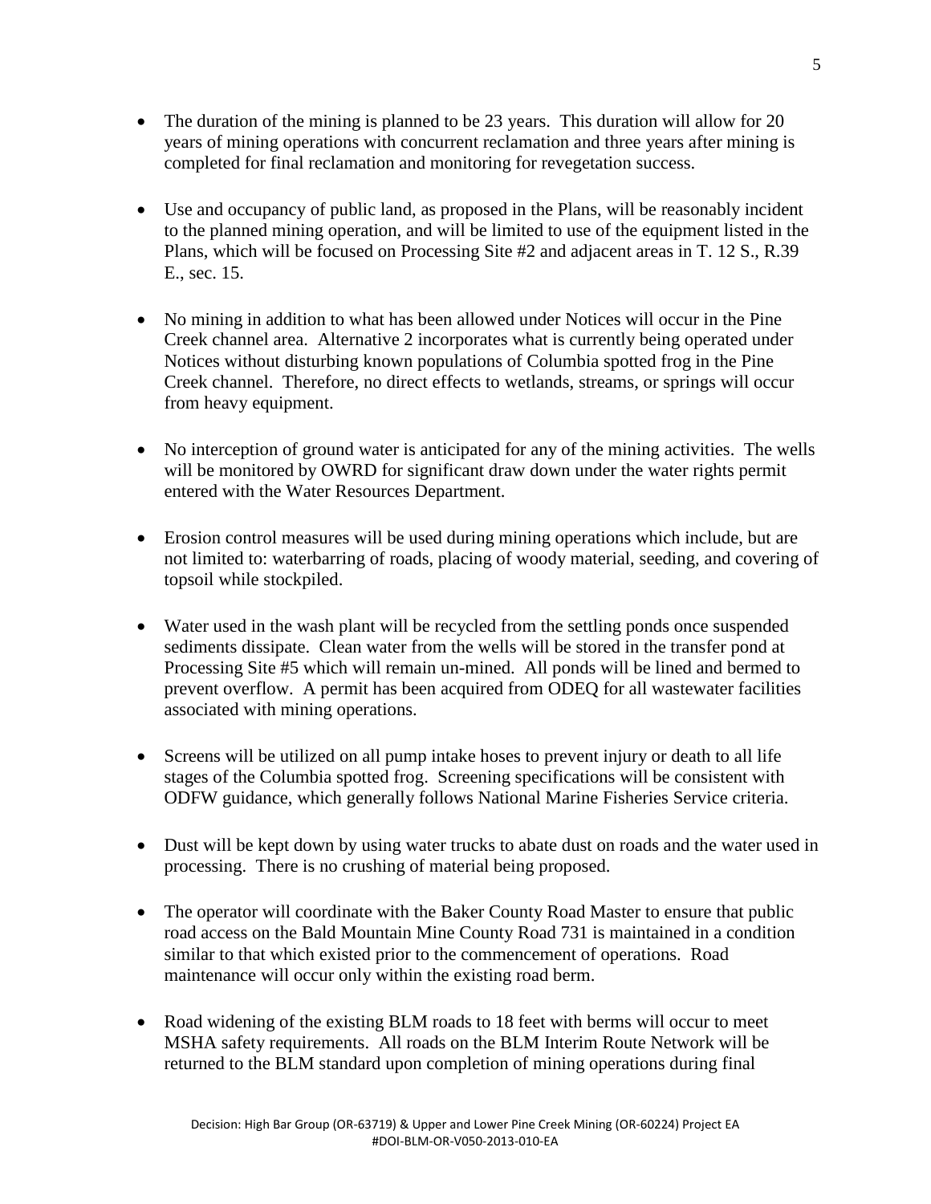- The duration of the mining is planned to be 23 years. This duration will allow for 20 years of mining operations with concurrent reclamation and three years after mining is completed for final reclamation and monitoring for revegetation success.

- Use and occupancy of public land, as proposed in the Plans, will be reasonably incident to the planned mining operation, and will be limited to use of the equipment listed in the Plans, which will be focused on Processing Site #2 and adjacent areas in T. 12 S., R.39 E., sec. 15.

- No mining in addition to what has been allowed under Notices will occur in the Pine Creek channel area. Alternative 2 incorporates what is currently being operated under Notices without disturbing known populations of Columbia spotted frog in the Pine Creek channel. Therefore, no direct effects to wetlands, streams, or springs will occur from heavy equipment.

- No interception of ground water is anticipated for any of the mining activities. The wells will be monitored by OWRD for significant draw down under the water rights permit entered with the Water Resources Department.

- Erosion control measures will be used during mining operations which include, but are not limited to: waterbarring of roads, placing of woody material, seeding, and covering of topsoil while stockpiled.

- Water used in the wash plant will be recycled from the settling ponds once suspended sediments dissipate. Clean water from the wells will be stored in the transfer pond at Processing Site #5 which will remain un-mined. All ponds will be lined and bermed to prevent overflow. A permit has been acquired from ODEQ for all wastewater facilities associated with mining operations.

- Screens will be utilized on all pump intake hoses to prevent injury or death to all life stages of the Columbia spotted frog. Screening specifications will be consistent with ODFW guidance, which generally follows National Marine Fisheries Service criteria.

- Dust will be kept down by using water trucks to abate dust on roads and the water used in processing. There is no crushing of material being proposed.

- The operator will coordinate with the Baker County Road Master to ensure that public road access on the Bald Mountain Mine County Road 731 is maintained in a condition similar to that which existed prior to the commencement of operations. Road maintenance will occur only within the existing road berm.

- Road widening of the existing BLM roads to 18 feet with berms will occur to meet MSHA safety requirements. All roads on the BLM Interim Route Network will be returned to the BLM standard upon completion of mining operations during final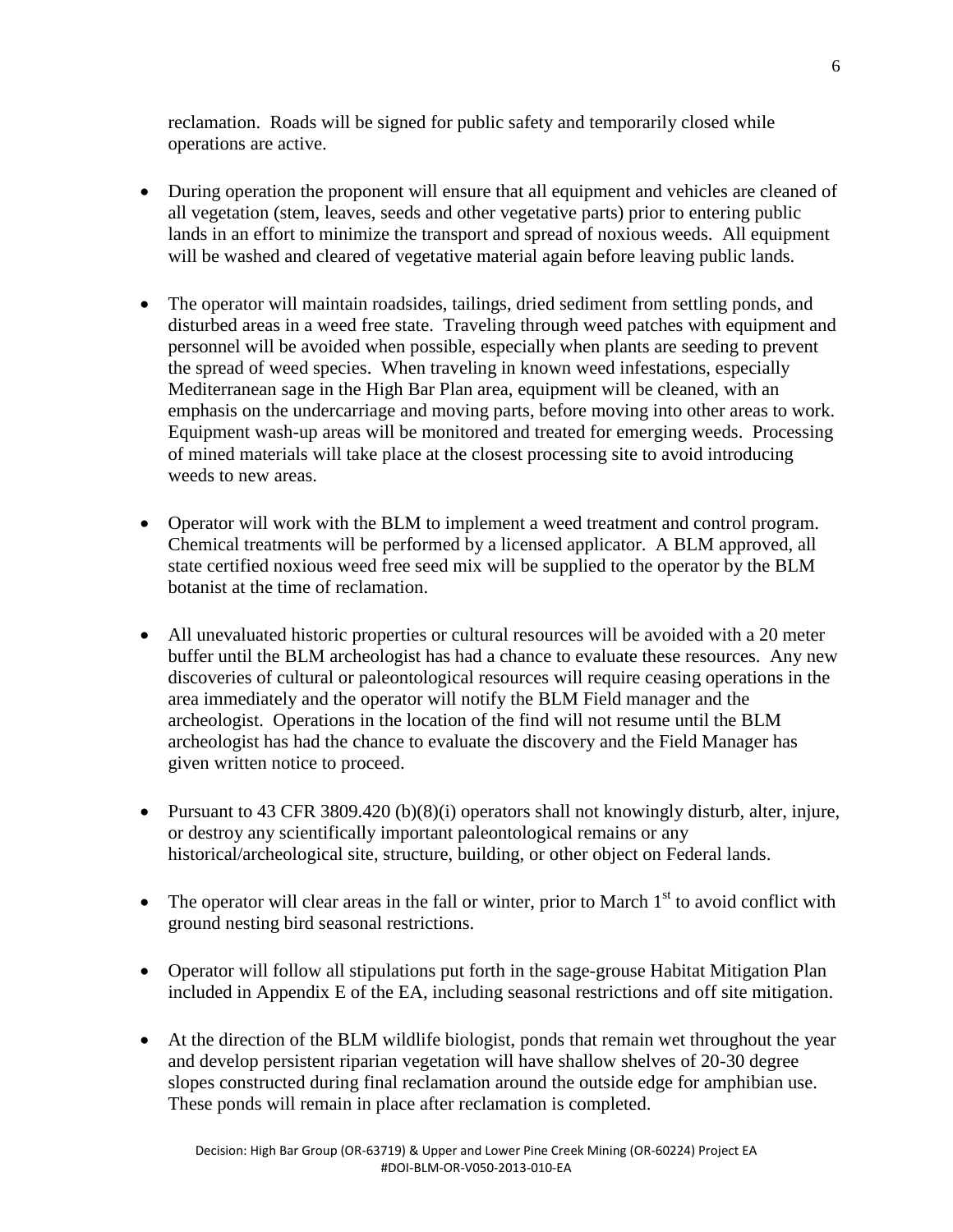reclamation. Roads will be signed for public safety and temporarily closed while operations are active.

- During operation the proponent will ensure that all equipment and vehicles are cleaned of all vegetation (stem, leaves, seeds and other vegetative parts) prior to entering public lands in an effort to minimize the transport and spread of noxious weeds. All equipment will be washed and cleared of vegetative material again before leaving public lands.

- The operator will maintain roadsides, tailings, dried sediment from settling ponds, and disturbed areas in a weed free state. Traveling through weed patches with equipment and personnel will be avoided when possible, especially when plants are seeding to prevent the spread of weed species. When traveling in known weed infestations, especially Mediterranean sage in the High Bar Plan area, equipment will be cleaned, with an emphasis on the undercarriage and moving parts, before moving into other areas to work. Equipment wash-up areas will be monitored and treated for emerging weeds. Processing of mined materials will take place at the closest processing site to avoid introducing weeds to new areas.

- Operator will work with the BLM to implement a weed treatment and control program. Chemical treatments will be performed by a licensed applicator. A BLM approved, all state certified noxious weed free seed mix will be supplied to the operator by the BLM botanist at the time of reclamation.

- All unevaluated historic properties or cultural resources will be avoided with a 20 meter buffer until the BLM archeologist has had a chance to evaluate these resources. Any new discoveries of cultural or paleontological resources will require ceasing operations in the area immediately and the operator will notify the BLM Field manager and the archeologist. Operations in the location of the find will not resume until the BLM archeologist has had the chance to evaluate the discovery and the Field Manager has given written notice to proceed.

- Pursuant to 43 CFR 3809.420 (b)(8)(i) operators shall not knowingly disturb, alter, injure, or destroy any scientifically important paleontological remains or any historical/archeological site, structure, building, or other object on Federal lands.

- The operator will clear areas in the fall or winter, prior to March 1st to avoid conflict with ground nesting bird seasonal restrictions.

- Operator will follow all stipulations put forth in the sage-grouse Habitat Mitigation Plan included in Appendix E of the EA, including seasonal restrictions and off site mitigation.

- At the direction of the BLM wildlife biologist, ponds that remain wet throughout the year and develop persistent riparian vegetation will have shallow shelves of 20-30 degree slopes constructed during final reclamation around the outside edge for amphibian use. These ponds will remain in place after reclamation is completed.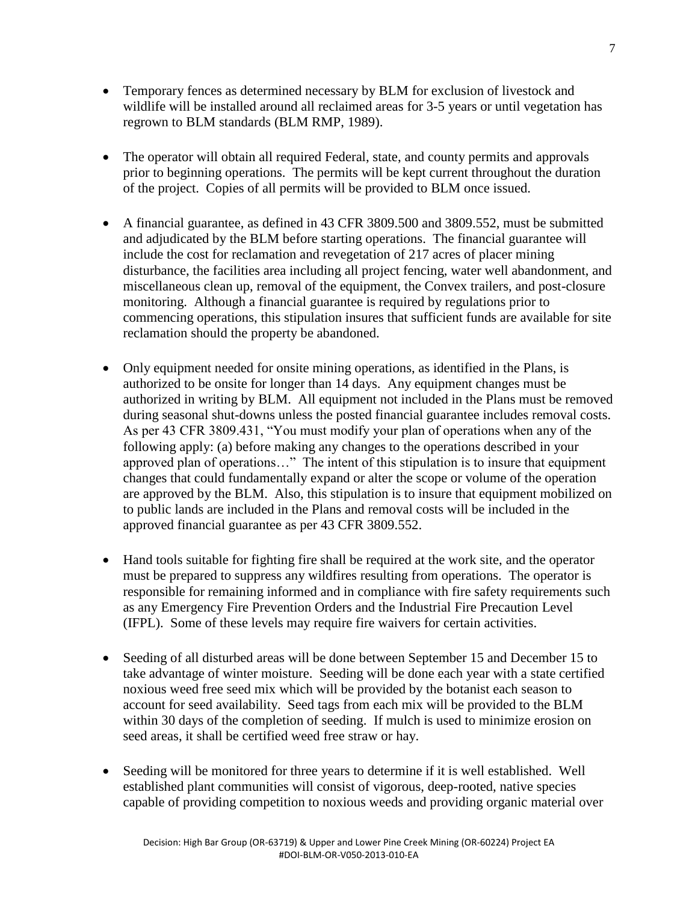- Temporary fences as determined necessary by BLM for exclusion of livestock and wildlife will be installed around all reclaimed areas for 3-5 years or until vegetation has regrown to BLM standards (BLM RMP, 1989).

- The operator will obtain all required Federal, state, and county permits and approvals prior to beginning operations. The permits will be kept current throughout the duration of the project. Copies of all permits will be provided to BLM once issued.

- A financial guarantee, as defined in 43 CFR 3809.500 and 3809.552, must be submitted and adjudicated by the BLM before starting operations. The financial guarantee will include the cost for reclamation and revegetation of 217 acres of placer mining disturbance, the facilities area including all project fencing, water well abandonment, and miscellaneous clean up, removal of the equipment, the Convex trailers, and post-closure monitoring. Although a financial guarantee is required by regulations prior to commencing operations, this stipulation insures that sufficient funds are available for site reclamation should the property be abandoned.

- Only equipment needed for onsite mining operations, as identified in the Plans, is authorized to be onsite for longer than 14 days. Any equipment changes must be authorized in writing by BLM. All equipment not included in the Plans must be removed during seasonal shut-downs unless the posted financial guarantee includes removal costs. As per 43 CFR 3809.431, "You must modify your plan of operations when any of the following apply: (a) before making any changes to the operations described in your approved plan of operations…" The intent of this stipulation is to insure that equipment changes that could fundamentally expand or alter the scope or volume of the operation are approved by the BLM. Also, this stipulation is to insure that equipment mobilized on to public lands are included in the Plans and removal costs will be included in the approved financial guarantee as per 43 CFR 3809.552.

- Hand tools suitable for fighting fire shall be required at the work site, and the operator must be prepared to suppress any wildfires resulting from operations. The operator is responsible for remaining informed and in compliance with fire safety requirements such as any Emergency Fire Prevention Orders and the Industrial Fire Precaution Level (IFPL). Some of these levels may require fire waivers for certain activities.

- Seeding of all disturbed areas will be done between September 15 and December 15 to take advantage of winter moisture. Seeding will be done each year with a state certified noxious weed free seed mix which will be provided by the botanist each season to account for seed availability. Seed tags from each mix will be provided to the BLM within 30 days of the completion of seeding. If mulch is used to minimize erosion on seed areas, it shall be certified weed free straw or hay.

- Seeding will be monitored for three years to determine if it is well established. Well established plant communities will consist of vigorous, deep-rooted, native species capable of providing competition to noxious weeds and providing organic material over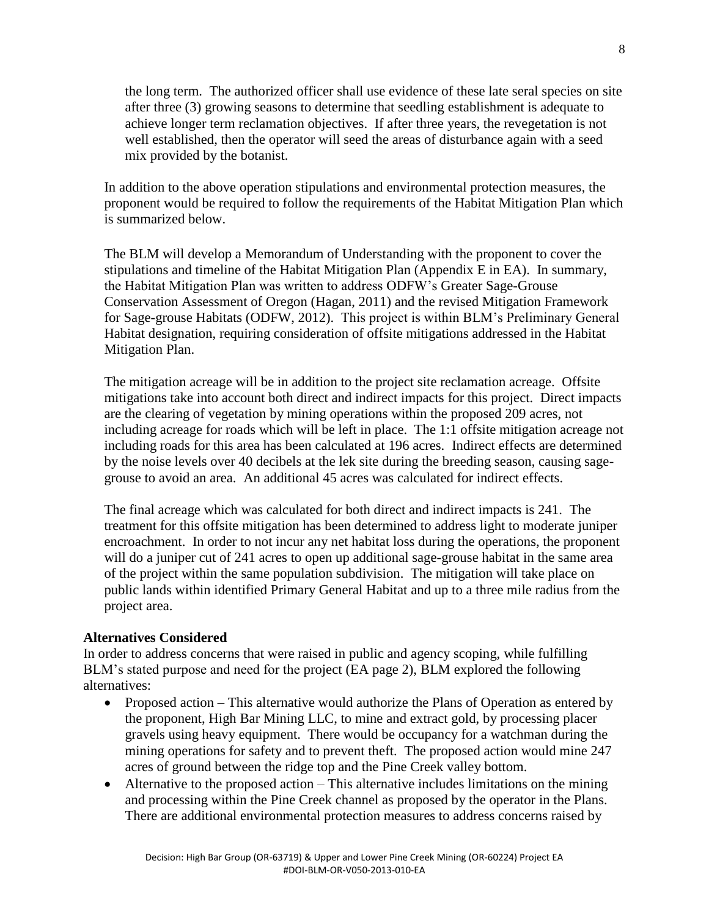the long term. The authorized officer shall use evidence of these late seral species on site after three (3) growing seasons to determine that seedling establishment is adequate to achieve longer term reclamation objectives. If after three years, the revegetation is not well established, then the operator will seed the areas of disturbance again with a seed mix provided by the botanist.

In addition to the above operation stipulations and environmental protection measures, the proponent would be required to follow the requirements of the Habitat Mitigation Plan which is summarized below.

The BLM will develop a Memorandum of Understanding with the proponent to cover the stipulations and timeline of the Habitat Mitigation Plan (Appendix E in EA). In summary, the Habitat Mitigation Plan was written to address ODFW's Greater Sage-Grouse Conservation Assessment of Oregon (Hagan, 2011) and the revised Mitigation Framework for Sage-grouse Habitats (ODFW, 2012). This project is within BLM's Preliminary General Habitat designation, requiring consideration of offsite mitigations addressed in the Habitat Mitigation Plan.

The mitigation acreage will be in addition to the project site reclamation acreage. Offsite mitigations take into account both direct and indirect impacts for this project. Direct impacts are the clearing of vegetation by mining operations within the proposed 209 acres, not including acreage for roads which will be left in place. The 1:1 offsite mitigation acreage not including roads for this area has been calculated at 196 acres. Indirect effects are determined by the noise levels over 40 decibels at the lek site during the breeding season, causing sage-grouse to avoid an area. An additional 45 acres was calculated for indirect effects.

The final acreage which was calculated for both direct and indirect impacts is 241. The treatment for this offsite mitigation has been determined to address light to moderate juniper encroachment. In order to not incur any net habitat loss during the operations, the proponent will do a juniper cut of 241 acres to open up additional sage-grouse habitat in the same area of the project within the same population subdivision. The mitigation will take place on public lands within identified Primary General Habitat and up to a three mile radius from the project area.

**Alternatives Considered**

In order to address concerns that were raised in public and agency scoping, while fulfilling BLM's stated purpose and need for the project (EA page 2), BLM explored the following alternatives:

- Proposed action – This alternative would authorize the Plans of Operation as entered by the proponent, High Bar Mining LLC, to mine and extract gold, by processing placer gravels using heavy equipment. There would be occupancy for a watchman during the mining operations for safety and to prevent theft. The proposed action would mine 247 acres of ground between the ridge top and the Pine Creek valley bottom.
- Alternative to the proposed action – This alternative includes limitations on the mining and processing within the Pine Creek channel as proposed by the operator in the Plans. There are additional environmental protection measures to address concerns raised by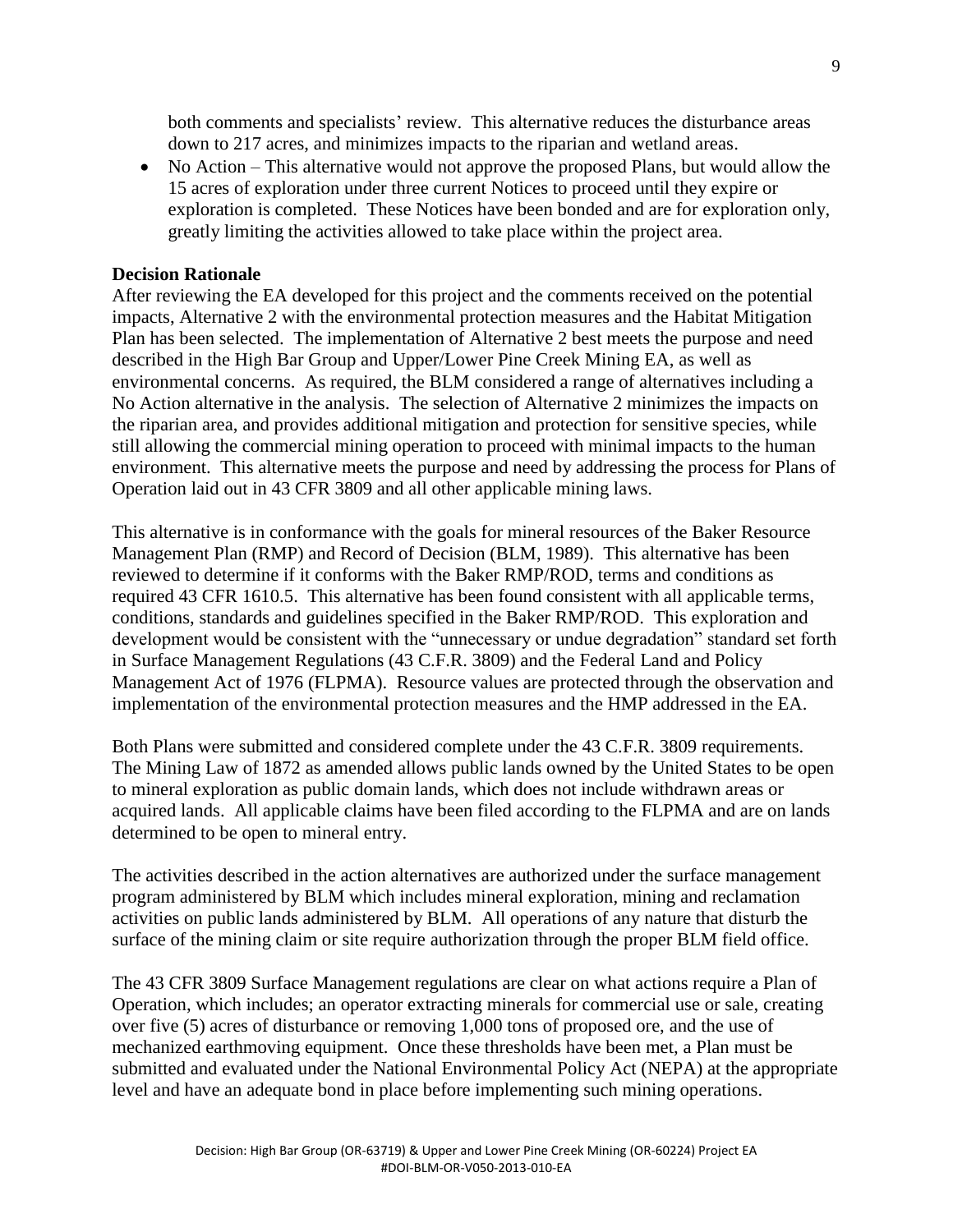both comments and specialists' review. This alternative reduces the disturbance areas down to 217 acres, and minimizes impacts to the riparian and wetland areas.

- No Action – This alternative would not approve the proposed Plans, but would allow the 15 acres of exploration under three current Notices to proceed until they expire or exploration is completed. These Notices have been bonded and are for exploration only, greatly limiting the activities allowed to take place within the project area.

**Decision Rationale**

After reviewing the EA developed for this project and the comments received on the potential impacts, Alternative 2 with the environmental protection measures and the Habitat Mitigation Plan has been selected. The implementation of Alternative 2 best meets the purpose and need described in the High Bar Group and Upper/Lower Pine Creek Mining EA, as well as environmental concerns. As required, the BLM considered a range of alternatives including a No Action alternative in the analysis. The selection of Alternative 2 minimizes the impacts on the riparian area, and provides additional mitigation and protection for sensitive species, while still allowing the commercial mining operation to proceed with minimal impacts to the human environment. This alternative meets the purpose and need by addressing the process for Plans of Operation laid out in 43 CFR 3809 and all other applicable mining laws.

This alternative is in conformance with the goals for mineral resources of the Baker Resource Management Plan (RMP) and Record of Decision (BLM, 1989). This alternative has been reviewed to determine if it conforms with the Baker RMP/ROD, terms and conditions as required 43 CFR 1610.5. This alternative has been found consistent with all applicable terms, conditions, standards and guidelines specified in the Baker RMP/ROD. This exploration and development would be consistent with the "unnecessary or undue degradation" standard set forth in Surface Management Regulations (43 C.F.R. 3809) and the Federal Land and Policy Management Act of 1976 (FLPMA). Resource values are protected through the observation and implementation of the environmental protection measures and the HMP addressed in the EA.

Both Plans were submitted and considered complete under the 43 C.F.R. 3809 requirements. The Mining Law of 1872 as amended allows public lands owned by the United States to be open to mineral exploration as public domain lands, which does not include withdrawn areas or acquired lands. All applicable claims have been filed according to the FLPMA and are on lands determined to be open to mineral entry.

The activities described in the action alternatives are authorized under the surface management program administered by BLM which includes mineral exploration, mining and reclamation activities on public lands administered by BLM. All operations of any nature that disturb the surface of the mining claim or site require authorization through the proper BLM field office.

The 43 CFR 3809 Surface Management regulations are clear on what actions require a Plan of Operation, which includes; an operator extracting minerals for commercial use or sale, creating over five (5) acres of disturbance or removing 1,000 tons of proposed ore, and the use of mechanized earthmoving equipment. Once these thresholds have been met, a Plan must be submitted and evaluated under the National Environmental Policy Act (NEPA) at the appropriate level and have an adequate bond in place before implementing such mining operations.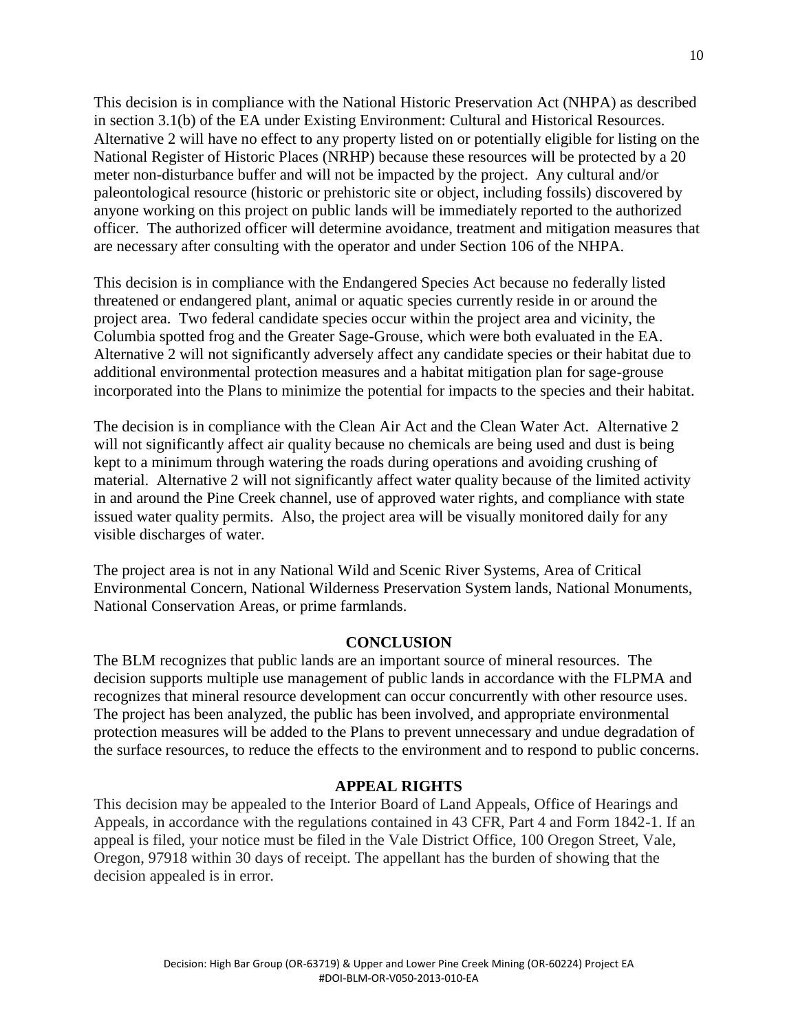This decision is in compliance with the National Historic Preservation Act (NHPA) as described in section 3.1(b) of the EA under Existing Environment: Cultural and Historical Resources. Alternative 2 will have no effect to any property listed on or potentially eligible for listing on the National Register of Historic Places (NRHP) because these resources will be protected by a 20 meter non-disturbance buffer and will not be impacted by the project. Any cultural and/or paleontological resource (historic or prehistoric site or object, including fossils) discovered by anyone working on this project on public lands will be immediately reported to the authorized officer. The authorized officer will determine avoidance, treatment and mitigation measures that are necessary after consulting with the operator and under Section 106 of the NHPA.

This decision is in compliance with the Endangered Species Act because no federally listed threatened or endangered plant, animal or aquatic species currently reside in or around the project area. Two federal candidate species occur within the project area and vicinity, the Columbia spotted frog and the Greater Sage-Grouse, which were both evaluated in the EA. Alternative 2 will not significantly adversely affect any candidate species or their habitat due to additional environmental protection measures and a habitat mitigation plan for sage-grouse incorporated into the Plans to minimize the potential for impacts to the species and their habitat.

The decision is in compliance with the Clean Air Act and the Clean Water Act. Alternative 2 will not significantly affect air quality because no chemicals are being used and dust is being kept to a minimum through watering the roads during operations and avoiding crushing of material. Alternative 2 will not significantly affect water quality because of the limited activity in and around the Pine Creek channel, use of approved water rights, and compliance with state issued water quality permits. Also, the project area will be visually monitored daily for any visible discharges of water.

The project area is not in any National Wild and Scenic River Systems, Area of Critical Environmental Concern, National Wilderness Preservation System lands, National Monuments, National Conservation Areas, or prime farmlands.

## CONCLUSION

The BLM recognizes that public lands are an important source of mineral resources. The decision supports multiple use management of public lands in accordance with the FLPMA and recognizes that mineral resource development can occur concurrently with other resource uses. The project has been analyzed, the public has been involved, and appropriate environmental protection measures will be added to the Plans to prevent unnecessary and undue degradation of the surface resources, to reduce the effects to the environment and to respond to public concerns.

## APPEAL RIGHTS

This decision may be appealed to the Interior Board of Land Appeals, Office of Hearings and Appeals, in accordance with the regulations contained in 43 CFR, Part 4 and Form 1842-1. If an appeal is filed, your notice must be filed in the Vale District Office, 100 Oregon Street, Vale, Oregon, 97918 within 30 days of receipt. The appellant has the burden of showing that the decision appealed is in error.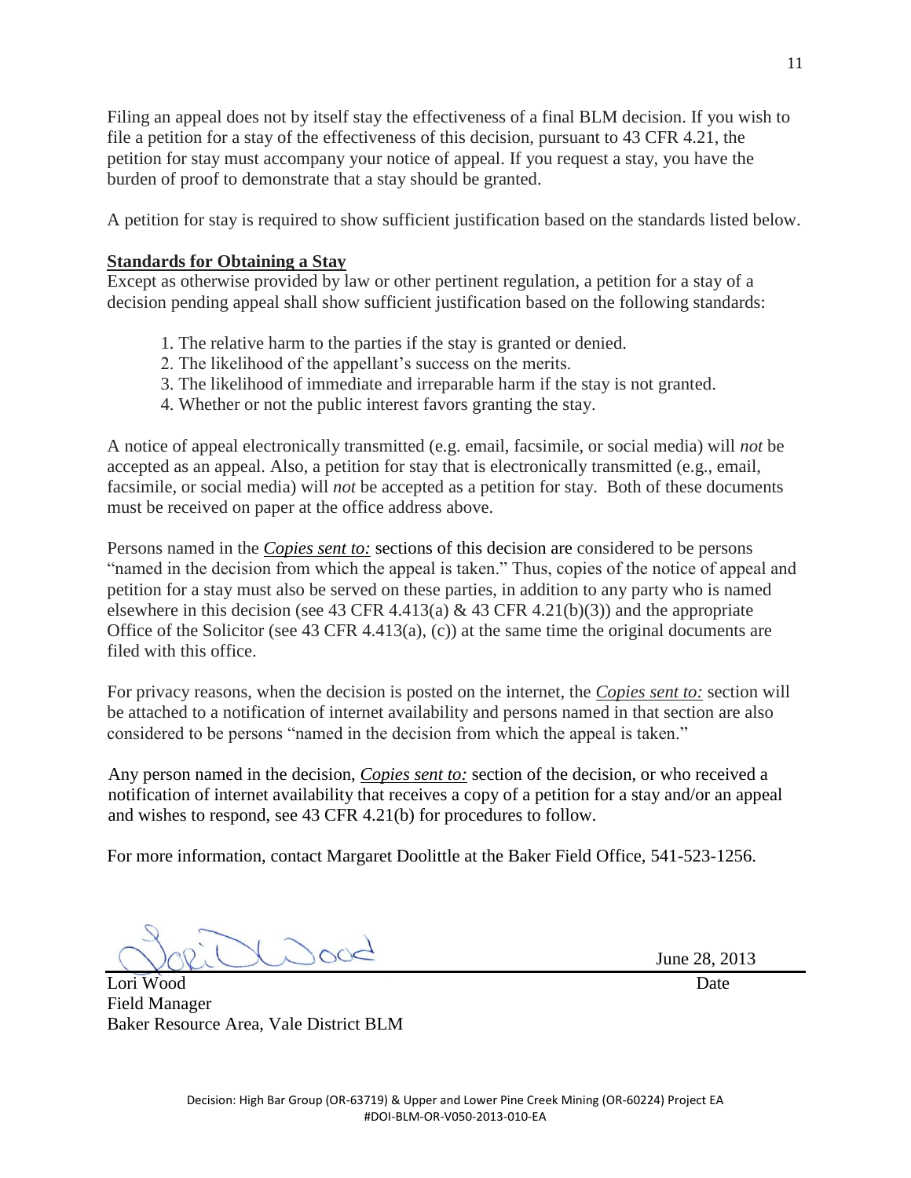Filing an appeal does not by itself stay the effectiveness of a final BLM decision. If you wish to file a petition for a stay of the effectiveness of this decision, pursuant to 43 CFR 4.21, the petition for stay must accompany your notice of appeal. If you request a stay, you have the burden of proof to demonstrate that a stay should be granted.

A petition for stay is required to show sufficient justification based on the standards listed below.

**Standards for Obtaining a Stay**

Except as otherwise provided by law or other pertinent regulation, a petition for a stay of a decision pending appeal shall show sufficient justification based on the following standards:

1. The relative harm to the parties if the stay is granted or denied.
2. The likelihood of the appellant's success on the merits.
3. The likelihood of immediate and irreparable harm if the stay is not granted.
4. Whether or not the public interest favors granting the stay.

A notice of appeal electronically transmitted (e.g. email, facsimile, or social media) will *not* be accepted as an appeal. Also, a petition for stay that is electronically transmitted (e.g., email, facsimile, or social media) will *not* be accepted as a petition for stay. Both of these documents must be received on paper at the office address above.

Persons named in the ***Copies sent to:*** sections of this decision are considered to be persons "named in the decision from which the appeal is taken." Thus, copies of the notice of appeal and petition for a stay must also be served on these parties, in addition to any party who is named elsewhere in this decision (see 43 CFR 4.413(a) & 43 CFR 4.21(b)(3)) and the appropriate Office of the Solicitor (see 43 CFR 4.413(a), (c)) at the same time the original documents are filed with this office.

For privacy reasons, when the decision is posted on the internet, the *Copies sent to:* section will be attached to a notification of internet availability and persons named in that section are also considered to be persons "named in the decision from which the appeal is taken."

Any person named in the decision, *Copies sent to:* section of the decision, or who received a notification of internet availability that receives a copy of a petition for a stay and/or an appeal and wishes to respond, see 43 CFR 4.21(b) for procedures to follow.

For more information, contact Margaret Doolittle at the Baker Field Office, 541-523-1256.

Lori Wood                                                                                    June 28, 2013
Lori Wood                                                                                    Date
Field Manager
Baker Resource Area, Vale District BLM

Decision: High Bar Group (OR-63719) & Upper and Lower Pine Creek Mining (OR-60224) Project EA
#DOI-BLM-OR-V050-2013-010-EA